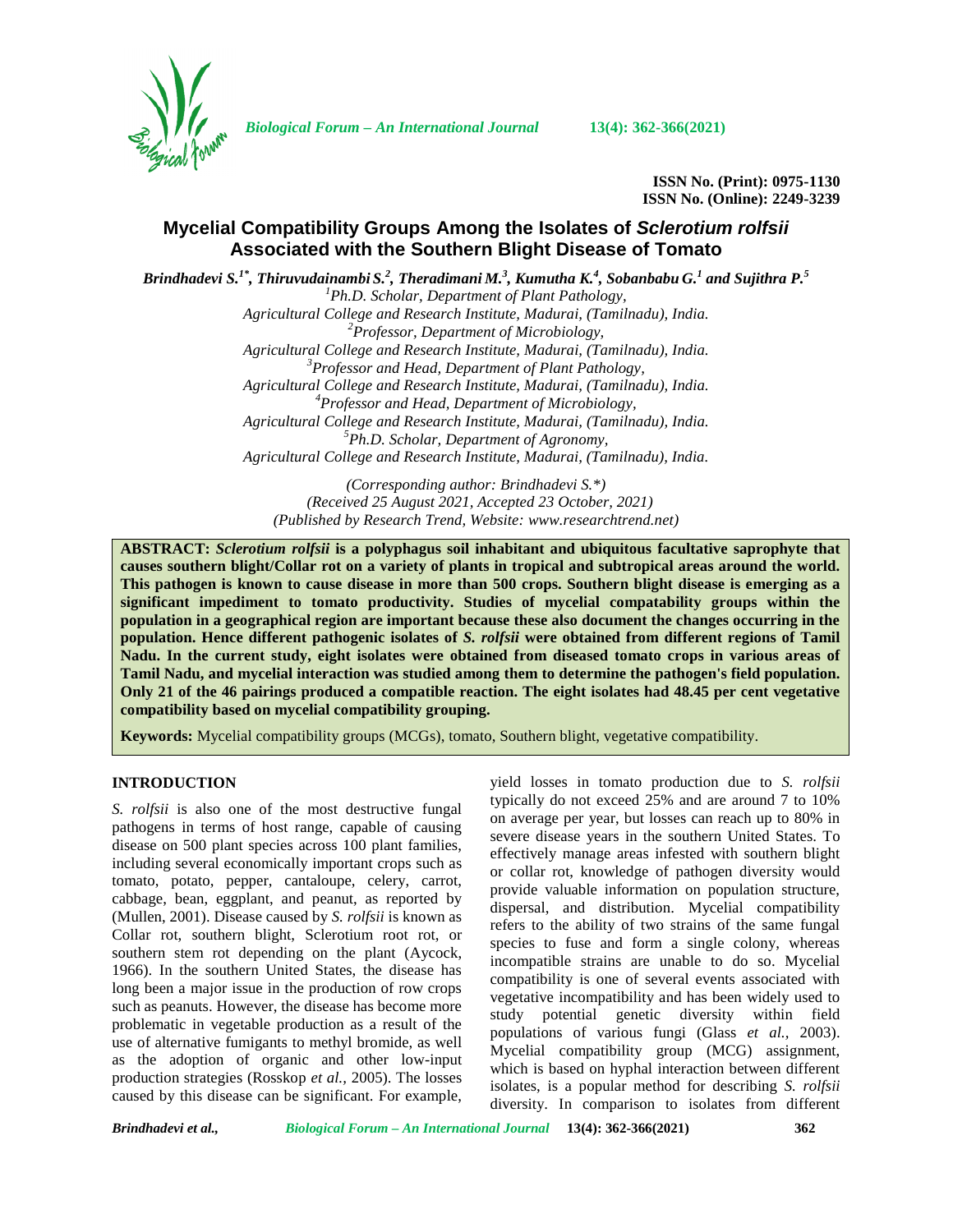ISSN No. (Print): 0975-1130
ISSN No. (Online): 2249-3239

# Mycelial Compatibility Groups Among the Isolates of *Sclerotium rolfsii* Associated with the Southern Blight Disease of Tomato

***Brindhadevi S.[1*], Thiruvudainambi S.[2], Theradimani M.[3], Kumutha K.[4], Sobanbabu G.[1] and Sujithra P.[5]***

[1]*Ph.D. Scholar, Department of Plant Pathology, Agricultural College and Research Institute, Madurai, (Tamilnadu), India.*
[2]*Professor, Department of Microbiology, Agricultural College and Research Institute, Madurai, (Tamilnadu), India.*
[3]*Professor and Head, Department of Plant Pathology, Agricultural College and Research Institute, Madurai, (Tamilnadu), India.*
[4]*Professor and Head, Department of Microbiology, Agricultural College and Research Institute, Madurai, (Tamilnadu), India.*
[5]*Ph.D. Scholar, Department of Agronomy, Agricultural College and Research Institute, Madurai, (Tamilnadu), India.*

*(Corresponding author: Brindhadevi S.\*)*
*(Received 25 August 2021, Accepted 23 October, 2021)*
*(Published by Research Trend, Website: www.researchtrend.net)*

**ABSTRACT:** ***Sclerotium rolfsii*** **is a polyphagus soil inhabitant and ubiquitous facultative saprophyte that causes southern blight/Collar rot on a variety of plants in tropical and subtropical areas around the world. This pathogen is known to cause disease in more than 500 crops. Southern blight disease is emerging as a significant impediment to tomato productivity. Studies of mycelial compatability groups within the population in a geographical region are important because these also document the changes occurring in the population. Hence different pathogenic isolates of *S. rolfsii* were obtained from different regions of Tamil Nadu. In the current study, eight isolates were obtained from diseased tomato crops in various areas of Tamil Nadu, and mycelial interaction was studied among them to determine the pathogen's field population. Only 21 of the 46 pairings produced a compatible reaction. The eight isolates had 48.45 per cent vegetative compatibility based on mycelial compatibility grouping.**

**Keywords:** Mycelial compatibility groups (MCGs), tomato, Southern blight, vegetative compatibility.

## INTRODUCTION

*S. rolfsii* is also one of the most destructive fungal pathogens in terms of host range, capable of causing disease on 500 plant species across 100 plant families, including several economically important crops such as tomato, potato, pepper, cantaloupe, celery, carrot, cabbage, bean, eggplant, and peanut, as reported by (Mullen, 2001). Disease caused by *S. rolfsii* is known as Collar rot, southern blight, Sclerotium root rot, or southern stem rot depending on the plant (Aycock, 1966). In the southern United States, the disease has long been a major issue in the production of row crops such as peanuts. However, the disease has become more problematic in vegetable production as a result of the use of alternative fumigants to methyl bromide, as well as the adoption of organic and other low-input production strategies (Rosskop *et al.,* 2005). The losses caused by this disease can be significant. For example, yield losses in tomato production due to *S. rolfsii* typically do not exceed 25% and are around 7 to 10% on average per year, but losses can reach up to 80% in severe disease years in the southern United States. To effectively manage areas infested with southern blight or collar rot, knowledge of pathogen diversity would provide valuable information on population structure, dispersal, and distribution. Mycelial compatibility refers to the ability of two strains of the same fungal species to fuse and form a single colony, whereas incompatible strains are unable to do so. Mycelial compatibility is one of several events associated with vegetative incompatibility and has been widely used to study potential genetic diversity within field populations of various fungi (Glass *et al.,* 2003). Mycelial compatibility group (MCG) assignment, which is based on hyphal interaction between different isolates, is a popular method for describing *S. rolfsii* diversity. In comparison to isolates from different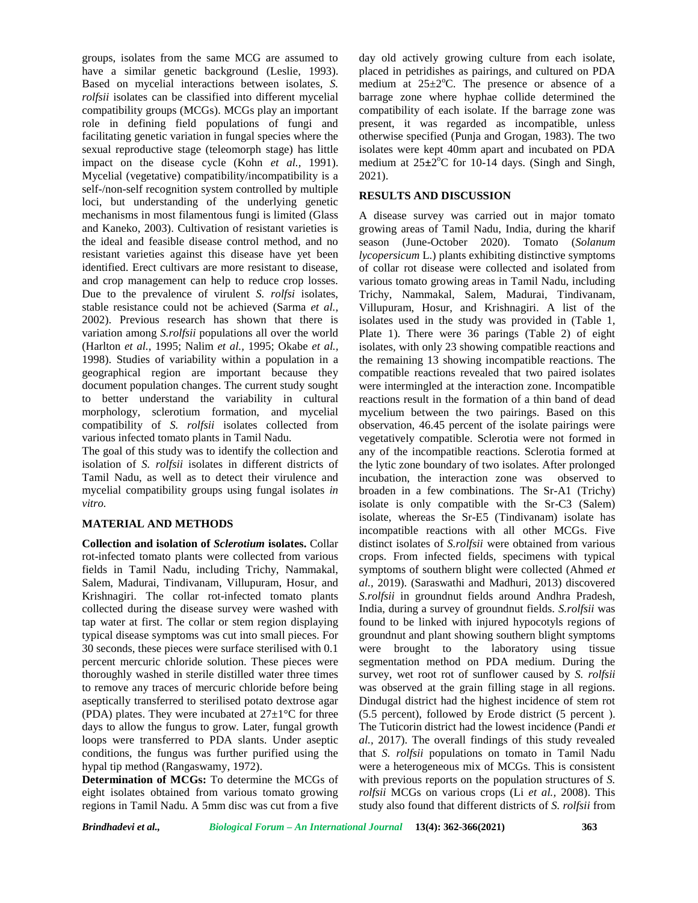groups, isolates from the same MCG are assumed to have a similar genetic background (Leslie, 1993). Based on mycelial interactions between isolates, *S. rolfsii* isolates can be classified into different mycelial compatibility groups (MCGs). MCGs play an important role in defining field populations of fungi and facilitating genetic variation in fungal species where the sexual reproductive stage (teleomorph stage) has little impact on the disease cycle (Kohn *et al.,* 1991). Mycelial (vegetative) compatibility/incompatibility is a self-/non-self recognition system controlled by multiple loci, but understanding of the underlying genetic mechanisms in most filamentous fungi is limited (Glass and Kaneko, 2003). Cultivation of resistant varieties is the ideal and feasible disease control method, and no resistant varieties against this disease have yet been identified. Erect cultivars are more resistant to disease, and crop management can help to reduce crop losses. Due to the prevalence of virulent *S. rolfsi* isolates, stable resistance could not be achieved (Sarma *et al.,* 2002). Previous research has shown that there is variation among *S.rolfsii* populations all over the world (Harlton *et al.,* 1995; Nalim *et al.,* 1995; Okabe *et al.,* 1998). Studies of variability within a population in a geographical region are important because they document population changes. The current study sought to better understand the variability in cultural morphology, sclerotium formation, and mycelial compatibility of *S. rolfsii* isolates collected from various infected tomato plants in Tamil Nadu.

The goal of this study was to identify the collection and isolation of *S. rolfsii* isolates in different districts of Tamil Nadu, as well as to detect their virulence and mycelial compatibility groups using fungal isolates *in vitro.*

## MATERIAL AND METHODS

**Collection and isolation of *Sclerotium* isolates.** Collar rot-infected tomato plants were collected from various fields in Tamil Nadu, including Trichy, Nammakal, Salem, Madurai, Tindivanam, Villupuram, Hosur, and Krishnagiri. The collar rot-infected tomato plants collected during the disease survey were washed with tap water at first. The collar or stem region displaying typical disease symptoms was cut into small pieces. For 30 seconds, these pieces were surface sterilised with 0.1 percent mercuric chloride solution. These pieces were thoroughly washed in sterile distilled water three times to remove any traces of mercuric chloride before being aseptically transferred to sterilised potato dextrose agar (PDA) plates. They were incubated at 27±1°C for three days to allow the fungus to grow. Later, fungal growth loops were transferred to PDA slants. Under aseptic conditions, the fungus was further purified using the hypal tip method (Rangaswamy, 1972).

**Determination of MCGs:** To determine the MCGs of eight isolates obtained from various tomato growing regions in Tamil Nadu. A 5mm disc was cut from a five day old actively growing culture from each isolate, placed in petridishes as pairings, and cultured on PDA medium at 25±2°C. The presence or absence of a barrage zone where hyphae collide determined the compatibility of each isolate. If the barrage zone was present, it was regarded as incompatible, unless otherwise specified (Punja and Grogan, 1983). The two isolates were kept 40mm apart and incubated on PDA medium at 25±2°C for 10-14 days. (Singh and Singh, 2021).

## RESULTS AND DISCUSSION

A disease survey was carried out in major tomato growing areas of Tamil Nadu, India, during the kharif season (June-October 2020). Tomato (*Solanum lycopersicum* L.) plants exhibiting distinctive symptoms of collar rot disease were collected and isolated from various tomato growing areas in Tamil Nadu, including Trichy, Nammakal, Salem, Madurai, Tindivanam, Villupuram, Hosur, and Krishnagiri. A list of the isolates used in the study was provided in (Table 1, Plate 1). There were 36 parings (Table 2) of eight isolates, with only 23 showing compatible reactions and the remaining 13 showing incompatible reactions. The compatible reactions revealed that two paired isolates were intermingled at the interaction zone. Incompatible reactions result in the formation of a thin band of dead mycelium between the two pairings. Based on this observation, 46.45 percent of the isolate pairings were vegetatively compatible. Sclerotia were not formed in any of the incompatible reactions. Sclerotia formed at the lytic zone boundary of two isolates. After prolonged incubation, the interaction zone was observed to broaden in a few combinations. The Sr-A1 (Trichy) isolate is only compatible with the Sr-C3 (Salem) isolate, whereas the Sr-E5 (Tindivanam) isolate has incompatible reactions with all other MCGs. Five distinct isolates of *S.rolfsii* were obtained from various crops. From infected fields, specimens with typical symptoms of southern blight were collected (Ahmed *et al.,* 2019). (Saraswathi and Madhuri, 2013) discovered *S.rolfsii* in groundnut fields around Andhra Pradesh, India, during a survey of groundnut fields. *S.rolfsii* was found to be linked with injured hypocotyls regions of groundnut and plant showing southern blight symptoms were brought to the laboratory using tissue segmentation method on PDA medium. During the survey, wet root rot of sunflower caused by *S. rolfsii* was observed at the grain filling stage in all regions. Dindugal district had the highest incidence of stem rot (5.5 percent), followed by Erode district (5 percent ). The Tuticorin district had the lowest incidence (Pandi *et al.,* 2017). The overall findings of this study revealed that *S. rolfsii* populations on tomato in Tamil Nadu were a heterogeneous mix of MCGs. This is consistent with previous reports on the population structures of *S. rolfsii* MCGs on various crops (Li *et al.,* 2008). This study also found that different districts of *S. rolfsii* from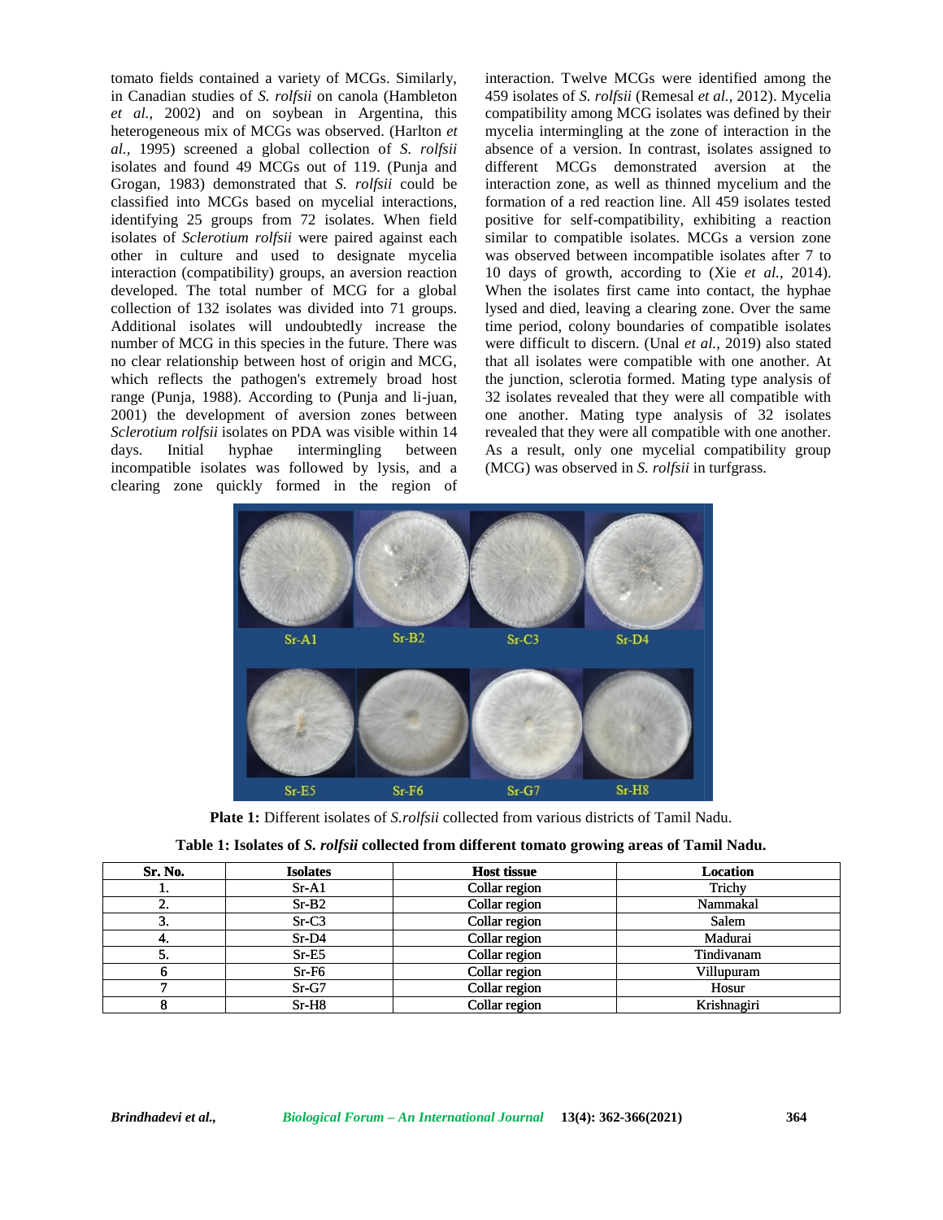tomato fields contained a variety of MCGs. Similarly, in Canadian studies of *S. rolfsii* on canola (Hambleton *et al.,* 2002) and on soybean in Argentina, this heterogeneous mix of MCGs was observed. (Harlton *et al.,* 1995) screened a global collection of *S. rolfsii* isolates and found 49 MCGs out of 119. (Punja and Grogan, 1983) demonstrated that *S. rolfsii* could be classified into MCGs based on mycelial interactions, identifying 25 groups from 72 isolates. When field isolates of *Sclerotium rolfsii* were paired against each other in culture and used to designate mycelia interaction (compatibility) groups, an aversion reaction developed. The total number of MCG for a global collection of 132 isolates was divided into 71 groups. Additional isolates will undoubtedly increase the number of MCG in this species in the future. There was no clear relationship between host of origin and MCG, which reflects the pathogen's extremely broad host range (Punja, 1988). According to (Punja and li-juan, 2001) the development of aversion zones between *Sclerotium rolfsii* isolates on PDA was visible within 14 days. Initial hyphae intermingling between incompatible isolates was followed by lysis, and a clearing zone quickly formed in the region of interaction. Twelve MCGs were identified among the 459 isolates of *S. rolfsii* (Remesal *et al.,* 2012). Mycelia compatibility among MCG isolates was defined by their mycelia intermingling at the zone of interaction in the absence of a version. In contrast, isolates assigned to different MCGs demonstrated aversion at the interaction zone, as well as thinned mycelium and the formation of a red reaction line. All 459 isolates tested positive for self-compatibility, exhibiting a reaction similar to compatible isolates. MCGs a version zone was observed between incompatible isolates after 7 to 10 days of growth, according to (Xie *et al.,* 2014). When the isolates first came into contact, the hyphae lysed and died, leaving a clearing zone. Over the same time period, colony boundaries of compatible isolates were difficult to discern. (Unal *et al.,* 2019) also stated that all isolates were compatible with one another. At the junction, sclerotia formed. Mating type analysis of 32 isolates revealed that they were all compatible with one another. Mating type analysis of 32 isolates revealed that they were all compatible with one another. As a result, only one mycelial compatibility group (MCG) was observed in *S. rolfsii* in turfgrass.

**Plate 1:** Different isolates of *S.rolfsii* collected from various districts of Tamil Nadu.

**Table 1: Isolates of *S. rolfsii* collected from different tomato growing areas of Tamil Nadu.**

| Sr. No. | Isolates | Host tissue | Location |
|---|---|---|---|
| 1. | Sr-A1 | Collar region | Trichy |
| 2. | Sr-B2 | Collar region | Nammakal |
| 3. | Sr-C3 | Collar region | Salem |
| 4. | Sr-D4 | Collar region | Madurai |
| 5. | Sr-E5 | Collar region | Tindivanam |
| 6 | Sr-F6 | Collar region | Villupuram |
| 7 | Sr-G7 | Collar region | Hosur |
| 8 | Sr-H8 | Collar region | Krishnagiri |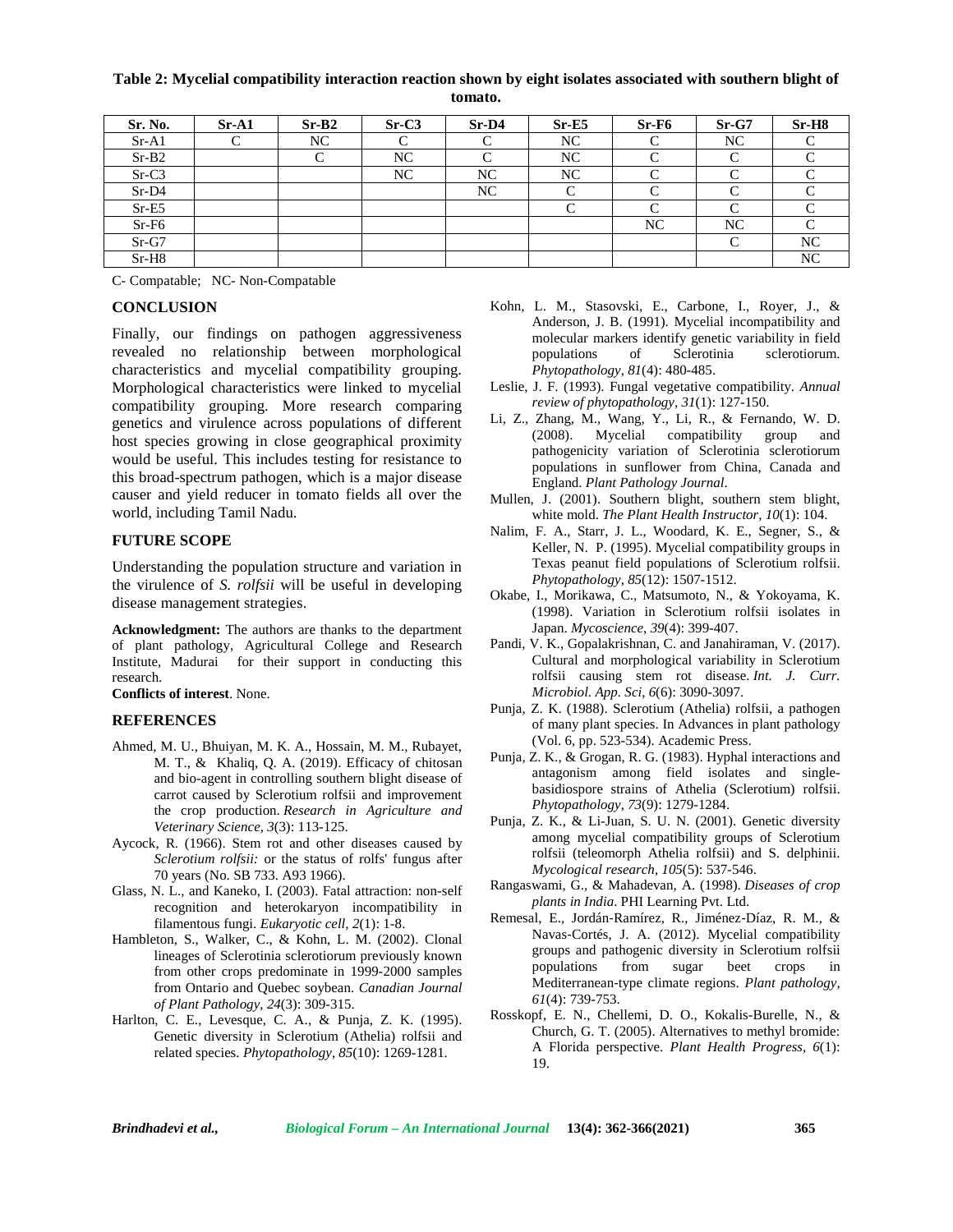**Table 2: Mycelial compatibility interaction reaction shown by eight isolates associated with southern blight of tomato.**

| Sr. No. | Sr-A1 | Sr-B2 | Sr-C3 | Sr-D4 | Sr-E5 | Sr-F6 | Sr-G7 | Sr-H8 |
|---|---|---|---|---|---|---|---|---|
| Sr-A1 | C | NC | C | C | NC | C | NC | C |
| Sr-B2 | | C | NC | C | NC | C | C | C |
| Sr-C3 | | | NC | NC | NC | C | C | C |
| Sr-D4 | | | | NC | C | C | C | C |
| Sr-E5 | | | | | C | C | C | C |
| Sr-F6 | | | | | | NC | NC | C |
| Sr-G7 | | | | | | | C | NC |
| Sr-H8 | | | | | | | | NC |

C- Compatable; NC- Non-Compatable

## CONCLUSION

Finally, our findings on pathogen aggressiveness revealed no relationship between morphological characteristics and mycelial compatibility grouping. Morphological characteristics were linked to mycelial compatibility grouping. More research comparing genetics and virulence across populations of different host species growing in close geographical proximity would be useful. This includes testing for resistance to this broad-spectrum pathogen, which is a major disease causer and yield reducer in tomato fields all over the world, including Tamil Nadu.

## FUTURE SCOPE

Understanding the population structure and variation in the virulence of *S. rolfsii* will be useful in developing disease management strategies.

**Acknowledgment:** The authors are thanks to the department of plant pathology, Agricultural College and Research Institute, Madurai for their support in conducting this research.

**Conflicts of interest**. None.

## REFERENCES

Ahmed, M. U., Bhuiyan, M. K. A., Hossain, M. M., Rubayet, M. T., & Khaliq, Q. A. (2019). Efficacy of chitosan and bio-agent in controlling southern blight disease of carrot caused by Sclerotium rolfsii and improvement the crop production. *Research in Agriculture and Veterinary Science*, *3*(3): 113-125.

Aycock, R. (1966). Stem rot and other diseases caused by *Sclerotium rolfsii:* or the status of rolfs' fungus after 70 years (No. SB 733. A93 1966).

Glass, N. L., and Kaneko, I. (2003). Fatal attraction: non-self recognition and heterokaryon incompatibility in filamentous fungi. *Eukaryotic cell*, *2*(1): 1-8.

Hambleton, S., Walker, C., & Kohn, L. M. (2002). Clonal lineages of Sclerotinia sclerotiorum previously known from other crops predominate in 1999-2000 samples from Ontario and Quebec soybean. *Canadian Journal of Plant Pathology*, *24*(3): 309-315.

Harlton, C. E., Levesque, C. A., & Punja, Z. K. (1995). Genetic diversity in Sclerotium (Athelia) rolfsii and related species. *Phytopathology*, *85*(10): 1269-1281.

Kohn, L. M., Stasovski, E., Carbone, I., Royer, J., & Anderson, J. B. (1991). Mycelial incompatibility and molecular markers identify genetic variability in field populations of Sclerotinia sclerotiorum. *Phytopathology*, *81*(4): 480-485.

Leslie, J. F. (1993). Fungal vegetative compatibility. *Annual review of phytopathology*, *31*(1): 127-150.

Li, Z., Zhang, M., Wang, Y., Li, R., & Fernando, W. D. (2008). Mycelial compatibility group and pathogenicity variation of Sclerotinia sclerotiorum populations in sunflower from China, Canada and England. *Plant Pathology Journal*.

Mullen, J. (2001). Southern blight, southern stem blight, white mold. *The Plant Health Instructor*, *10*(1): 104.

Nalim, F. A., Starr, J. L., Woodard, K. E., Segner, S., & Keller, N. P. (1995). Mycelial compatibility groups in Texas peanut field populations of Sclerotium rolfsii. *Phytopathology*, *85*(12): 1507-1512.

Okabe, I., Morikawa, C., Matsumoto, N., & Yokoyama, K. (1998). Variation in Sclerotium rolfsii isolates in Japan. *Mycoscience*, *39*(4): 399-407.

Pandi, V. K., Gopalakrishnan, C. and Janahiraman, V. (2017). Cultural and morphological variability in Sclerotium rolfsii causing stem rot disease. *Int. J. Curr. Microbiol. App. Sci*, *6*(6): 3090-3097.

Punja, Z. K. (1988). Sclerotium (Athelia) rolfsii, a pathogen of many plant species. In Advances in plant pathology (Vol. 6, pp. 523-534). Academic Press.

Punja, Z. K., & Grogan, R. G. (1983). Hyphal interactions and antagonism among field isolates and single-basidiospore strains of Athelia (Sclerotium) rolfsii. *Phytopathology*, *73*(9): 1279-1284.

Punja, Z. K., & Li-Juan, S. U. N. (2001). Genetic diversity among mycelial compatibility groups of Sclerotium rolfsii (teleomorph Athelia rolfsii) and S. delphinii. *Mycological research*, *105*(5): 537-546.

Rangaswami, G., & Mahadevan, A. (1998). *Diseases of crop plants in India*. PHI Learning Pvt. Ltd.

Remesal, E., Jordán-Ramírez, R., Jiménez-Díaz, R. M., & Navas-Cortés, J. A. (2012). Mycelial compatibility groups and pathogenic diversity in Sclerotium rolfsii populations from sugar beet crops in Mediterranean-type climate regions. *Plant pathology*, *61*(4): 739-753.

Rosskopf, E. N., Chellemi, D. O., Kokalis-Burelle, N., & Church, G. T. (2005). Alternatives to methyl bromide: A Florida perspective. *Plant Health Progress*, *6*(1): 19.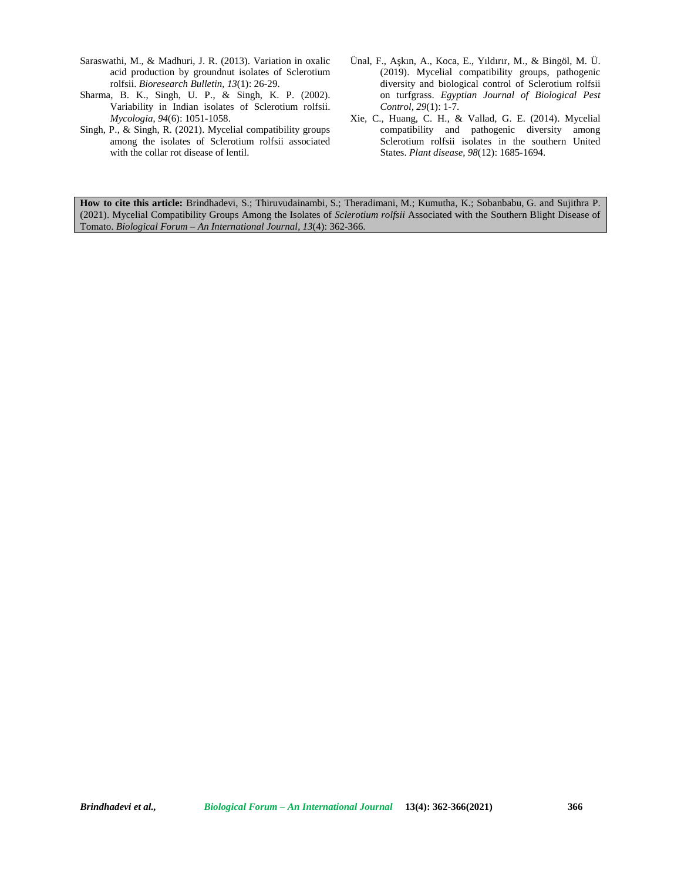Saraswathi, M., & Madhuri, J. R. (2013). Variation in oxalic acid production by groundnut isolates of Sclerotium rolfsii. *Bioresearch Bulletin*, *13*(1): 26-29.

Sharma, B. K., Singh, U. P., & Singh, K. P. (2002). Variability in Indian isolates of Sclerotium rolfsii. *Mycologia, 94*(6): 1051-1058.

Singh, P., & Singh, R. (2021). Mycelial compatibility groups among the isolates of Sclerotium rolfsii associated with the collar rot disease of lentil.

Ünal, F., Aşkın, A., Koca, E., Yıldırır, M., & Bingöl, M. Ü. (2019). Mycelial compatibility groups, pathogenic diversity and biological control of Sclerotium rolfsii on turfgrass. *Egyptian Journal of Biological Pest Control*, *29*(1): 1-7.

Xie, C., Huang, C. H., & Vallad, G. E. (2014). Mycelial compatibility and pathogenic diversity among Sclerotium rolfsii isolates in the southern United States. *Plant disease*, *98*(12): 1685-1694.

**How to cite this article:** Brindhadevi, S.; Thiruvudainambi, S.; Theradimani, M.; Kumutha, K.; Sobanbabu, G. and Sujithra P. (2021). Mycelial Compatibility Groups Among the Isolates of *Sclerotium rolfsii* Associated with the Southern Blight Disease of Tomato. *Biological Forum – An International Journal*, *13*(4): 362-366.